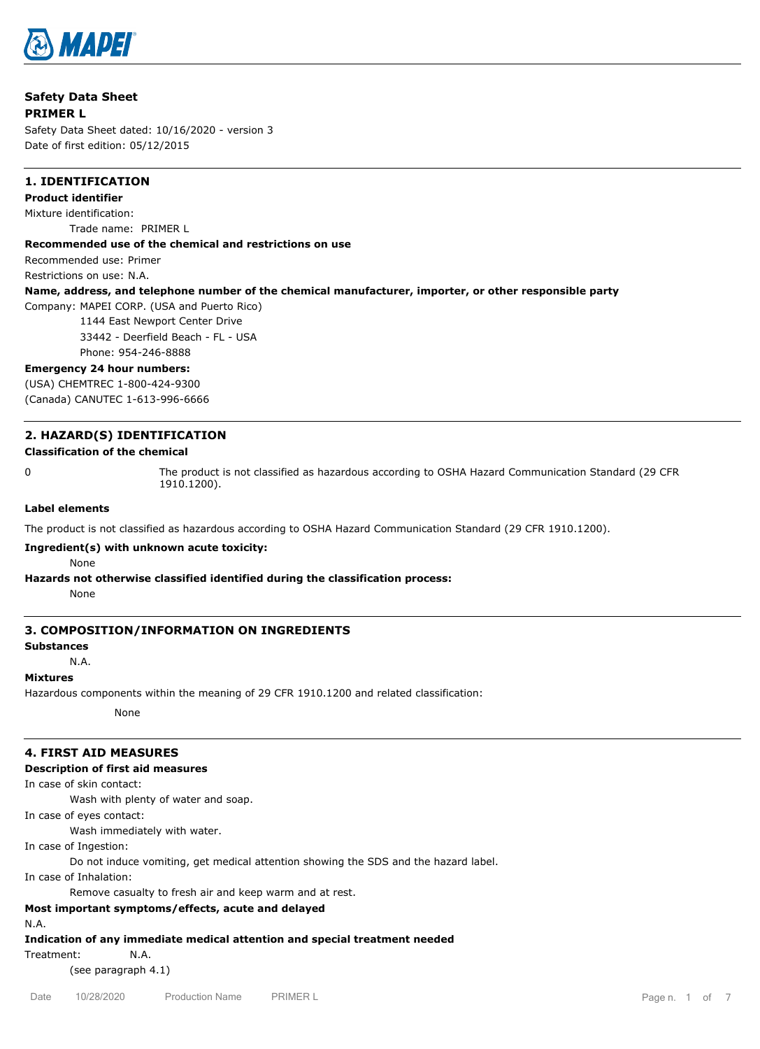# Safety Data Sheet

**PRIMER L**

Safety Data Sheet dated: 10/16/2020 - version 3

Date of first edition: 05/12/2015

## 1. IDENTIFICATION

**Product identifier**

Mixture identification:

Trade name: PRIMER L

**Recommended use of the chemical and restrictions on use**

Recommended use: Primer

Restrictions on use: N.A.

**Name, address, and telephone number of the chemical manufacturer, importer, or other responsible party**

Company: MAPEI CORP. (USA and Puerto Rico)
1144 East Newport Center Drive
33442 - Deerfield Beach - FL - USA
Phone: 954-246-8888

**Emergency 24 hour numbers:**

(USA) CHEMTREC 1-800-424-9300

(Canada) CANUTEC 1-613-996-6666

## 2. HAZARD(S) IDENTIFICATION

**Classification of the chemical**

0 The product is not classified as hazardous according to OSHA Hazard Communication Standard (29 CFR 1910.1200).

**Label elements**

The product is not classified as hazardous according to OSHA Hazard Communication Standard (29 CFR 1910.1200).

**Ingredient(s) with unknown acute toxicity:**

None

**Hazards not otherwise classified identified during the classification process:**

None

## 3. COMPOSITION/INFORMATION ON INGREDIENTS

**Substances**

N.A.

**Mixtures**

Hazardous components within the meaning of 29 CFR 1910.1200 and related classification:

None

## 4. FIRST AID MEASURES

**Description of first aid measures**

In case of skin contact:

Wash with plenty of water and soap.

In case of eyes contact:

Wash immediately with water.

In case of Ingestion:

Do not induce vomiting, get medical attention showing the SDS and the hazard label.

In case of Inhalation:

Remove casualty to fresh air and keep warm and at rest.

**Most important symptoms/effects, acute and delayed**

N.A.

**Indication of any immediate medical attention and special treatment needed**

Treatment: N.A.

(see paragraph 4.1)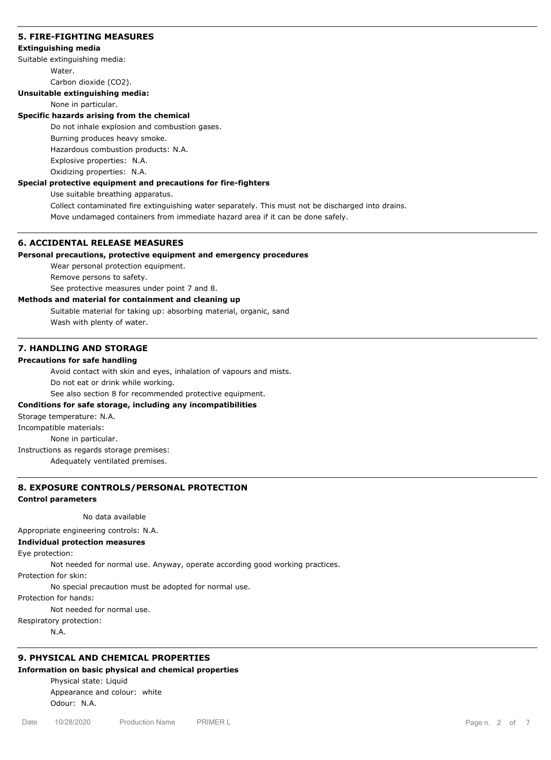## 5. FIRE-FIGHTING MEASURES

**Extinguishing media**

Suitable extinguishing media:

Water.

Carbon dioxide ($CO_2$).

**Unsuitable extinguishing media:**

None in particular.

**Specific hazards arising from the chemical**

Do not inhale explosion and combustion gases.

Burning produces heavy smoke.

Hazardous combustion products: N.A.

Explosive properties: N.A.

Oxidizing properties: N.A.

**Special protective equipment and precautions for fire-fighters**

Use suitable breathing apparatus.

Collect contaminated fire extinguishing water separately. This must not be discharged into drains.

Move undamaged containers from immediate hazard area if it can be done safely.

## 6. ACCIDENTAL RELEASE MEASURES

**Personal precautions, protective equipment and emergency procedures**

Wear personal protection equipment.

Remove persons to safety.

See protective measures under point 7 and 8.

**Methods and material for containment and cleaning up**

Suitable material for taking up: absorbing material, organic, sand

Wash with plenty of water.

## 7. HANDLING AND STORAGE

**Precautions for safe handling**

Avoid contact with skin and eyes, inhalation of vapours and mists.

Do not eat or drink while working.

See also section 8 for recommended protective equipment.

**Conditions for safe storage, including any incompatibilities**

Storage temperature: N.A.

Incompatible materials:

None in particular.

Instructions as regards storage premises:

Adequately ventilated premises.

## 8. EXPOSURE CONTROLS/PERSONAL PROTECTION

**Control parameters**

No data available

Appropriate engineering controls: N.A.

**Individual protection measures**

Eye protection:

Not needed for normal use. Anyway, operate according good working practices.

Protection for skin:

No special precaution must be adopted for normal use.

Protection for hands:

Not needed for normal use.

Respiratory protection:

N.A.

## 9. PHYSICAL AND CHEMICAL PROPERTIES

**Information on basic physical and chemical properties**

Physical state: Liquid

Appearance and colour: white

Odour: N.A.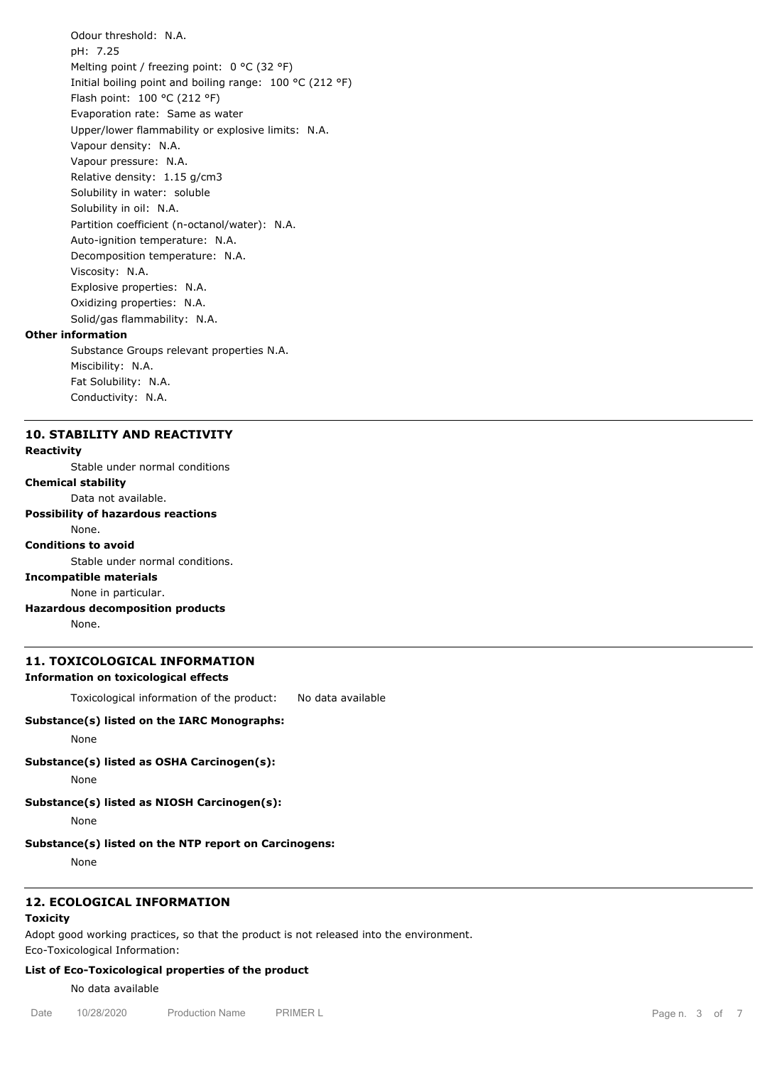Odour threshold: N.A.
pH: 7.25
Melting point / freezing point: 0 °C (32 °F)
Initial boiling point and boiling range: 100 °C (212 °F)
Flash point: 100 °C (212 °F)
Evaporation rate: Same as water
Upper/lower flammability or explosive limits: N.A.
Vapour density: N.A.
Vapour pressure: N.A.
Relative density: 1.15 g/cm3
Solubility in water: soluble
Solubility in oil: N.A.
Partition coefficient (n-octanol/water): N.A.
Auto-ignition temperature: N.A.
Decomposition temperature: N.A.
Viscosity: N.A.
Explosive properties: N.A.
Oxidizing properties: N.A.
Solid/gas flammability: N.A.

**Other information**

Substance Groups relevant properties N.A.
Miscibility: N.A.
Fat Solubility: N.A.
Conductivity: N.A.

## 10. STABILITY AND REACTIVITY

**Reactivity**

Stable under normal conditions

**Chemical stability**

Data not available.

**Possibility of hazardous reactions**

None.

**Conditions to avoid**

Stable under normal conditions.

**Incompatible materials**

None in particular.

**Hazardous decomposition products**

None.

## 11. TOXICOLOGICAL INFORMATION

**Information on toxicological effects**

Toxicological information of the product: No data available

**Substance(s) listed on the IARC Monographs:**

None

**Substance(s) listed as OSHA Carcinogen(s):**

None

**Substance(s) listed as NIOSH Carcinogen(s):**

None

**Substance(s) listed on the NTP report on Carcinogens:**

None

## 12. ECOLOGICAL INFORMATION

**Toxicity**

Adopt good working practices, so that the product is not released into the environment.
Eco-Toxicological Information:

**List of Eco-Toxicological properties of the product**

No data available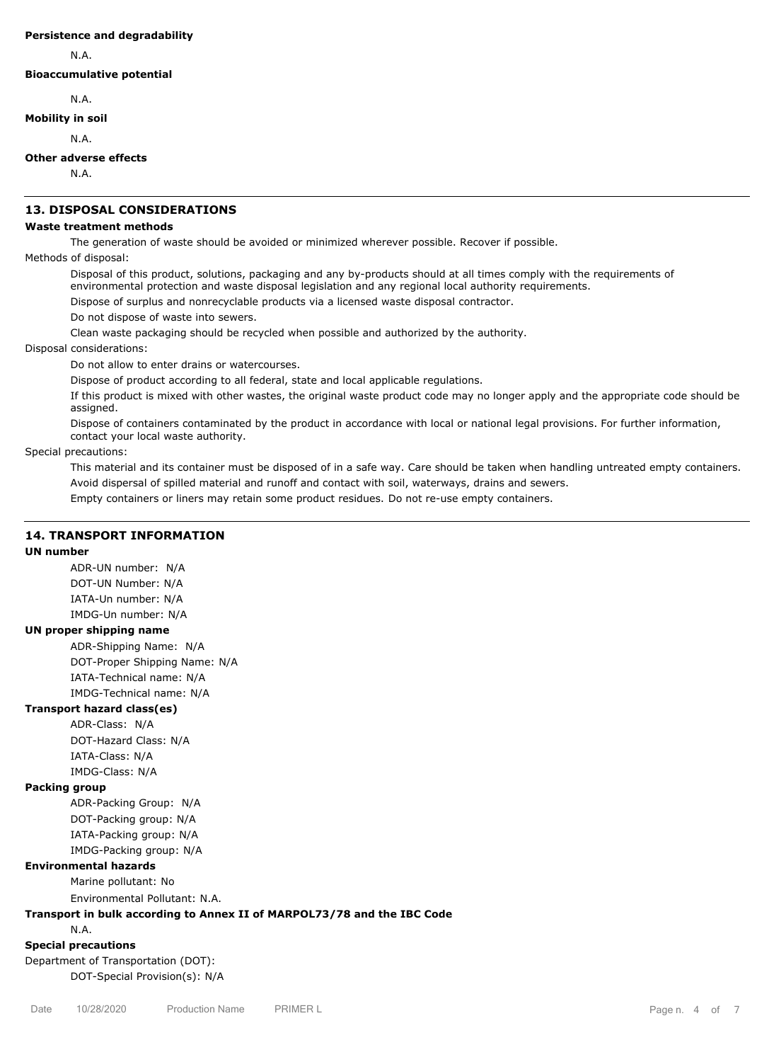**Persistence and degradability**

N.A.

**Bioaccumulative potential**

N.A.

**Mobility in soil**

N.A.

**Other adverse effects**

N.A.

## 13. DISPOSAL CONSIDERATIONS

**Waste treatment methods**

The generation of waste should be avoided or minimized wherever possible. Recover if possible.

Methods of disposal:

Disposal of this product, solutions, packaging and any by-products should at all times comply with the requirements of environmental protection and waste disposal legislation and any regional local authority requirements.

Dispose of surplus and nonrecyclable products via a licensed waste disposal contractor.

Do not dispose of waste into sewers.

Clean waste packaging should be recycled when possible and authorized by the authority.

Disposal considerations:

Do not allow to enter drains or watercourses.

Dispose of product according to all federal, state and local applicable regulations.

If this product is mixed with other wastes, the original waste product code may no longer apply and the appropriate code should be assigned.

Dispose of containers contaminated by the product in accordance with local or national legal provisions. For further information, contact your local waste authority.

Special precautions:

This material and its container must be disposed of in a safe way. Care should be taken when handling untreated empty containers.

Avoid dispersal of spilled material and runoff and contact with soil, waterways, drains and sewers.

Empty containers or liners may retain some product residues. Do not re-use empty containers.

## 14. TRANSPORT INFORMATION

**UN number**

ADR-UN number: N/A
DOT-UN Number: N/A
IATA-Un number: N/A
IMDG-Un number: N/A

**UN proper shipping name**

ADR-Shipping Name: N/A
DOT-Proper Shipping Name: N/A
IATA-Technical name: N/A
IMDG-Technical name: N/A

**Transport hazard class(es)**

ADR-Class: N/A
DOT-Hazard Class: N/A
IATA-Class: N/A
IMDG-Class: N/A

**Packing group**

ADR-Packing Group: N/A
DOT-Packing group: N/A
IATA-Packing group: N/A
IMDG-Packing group: N/A

**Environmental hazards**

Marine pollutant: No
Environmental Pollutant: N.A.

**Transport in bulk according to Annex II of MARPOL73/78 and the IBC Code**

N.A.

**Special precautions**

Department of Transportation (DOT):

DOT-Special Provision(s): N/A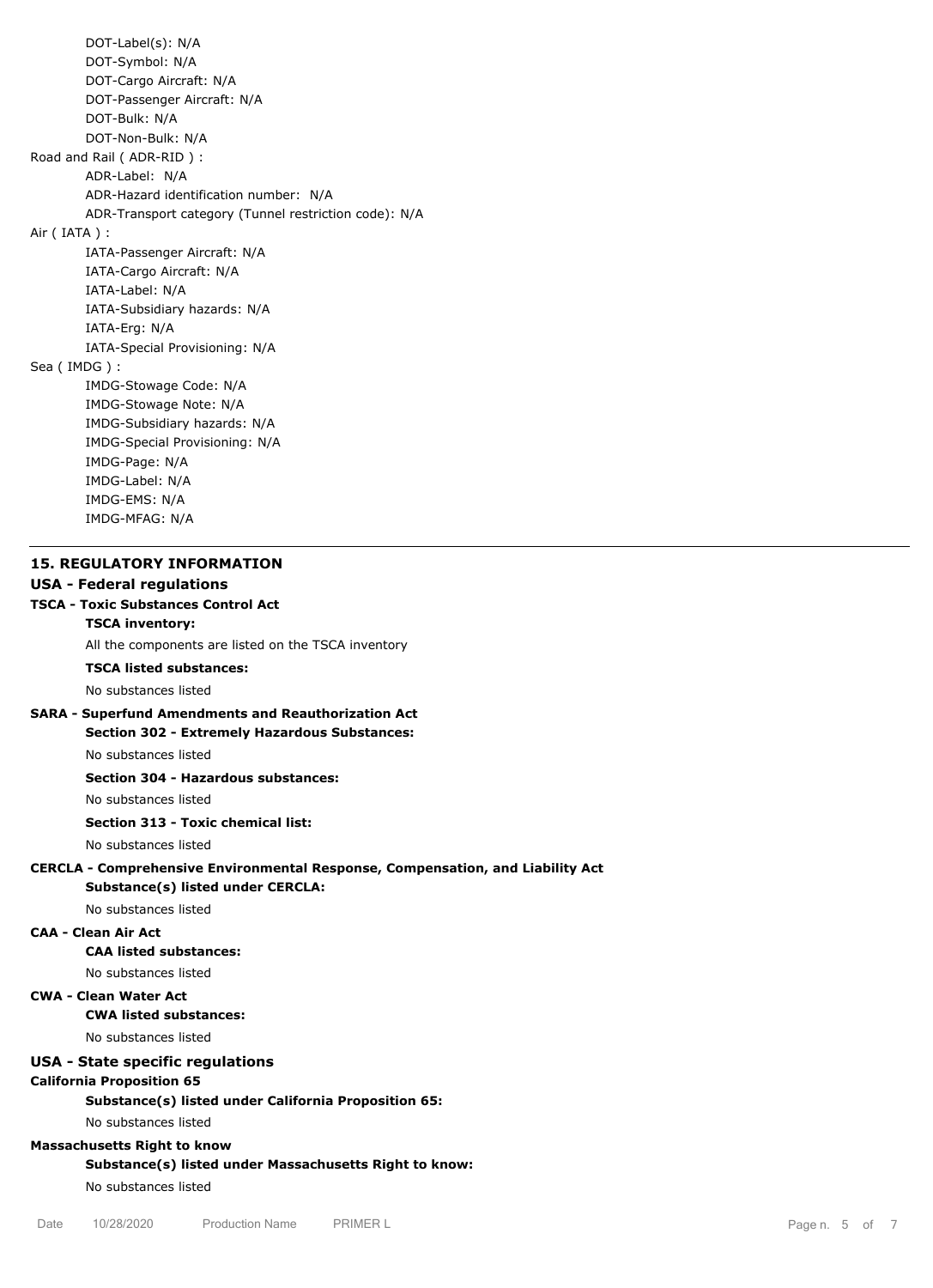DOT-Label(s): N/A
DOT-Symbol: N/A
DOT-Cargo Aircraft: N/A
DOT-Passenger Aircraft: N/A
DOT-Bulk: N/A
DOT-Non-Bulk: N/A

Road and Rail ( ADR-RID ) :

ADR-Label: N/A
ADR-Hazard identification number: N/A
ADR-Transport category (Tunnel restriction code): N/A

Air ( IATA ) :

IATA-Passenger Aircraft: N/A
IATA-Cargo Aircraft: N/A
IATA-Label: N/A
IATA-Subsidiary hazards: N/A
IATA-Erg: N/A
IATA-Special Provisioning: N/A

Sea ( IMDG ) :

IMDG-Stowage Code: N/A
IMDG-Stowage Note: N/A
IMDG-Subsidiary hazards: N/A
IMDG-Special Provisioning: N/A
IMDG-Page: N/A
IMDG-Label: N/A
IMDG-EMS: N/A
IMDG-MFAG: N/A

---

## 15. REGULATORY INFORMATION

### USA - Federal regulations

**TSCA - Toxic Substances Control Act**

**TSCA inventory:**

All the components are listed on the TSCA inventory

**TSCA listed substances:**

No substances listed

**SARA - Superfund Amendments and Reauthorization Act**

**Section 302 - Extremely Hazardous Substances:**

No substances listed

**Section 304 - Hazardous substances:**

No substances listed

**Section 313 - Toxic chemical list:**

No substances listed

**CERCLA - Comprehensive Environmental Response, Compensation, and Liability Act**

**Substance(s) listed under CERCLA:**

No substances listed

**CAA - Clean Air Act**

**CAA listed substances:**

No substances listed

**CWA - Clean Water Act**

**CWA listed substances:**

No substances listed

### USA - State specific regulations

**California Proposition 65**

**Substance(s) listed under California Proposition 65:**

No substances listed

**Massachusetts Right to know**

**Substance(s) listed under Massachusetts Right to know:**

No substances listed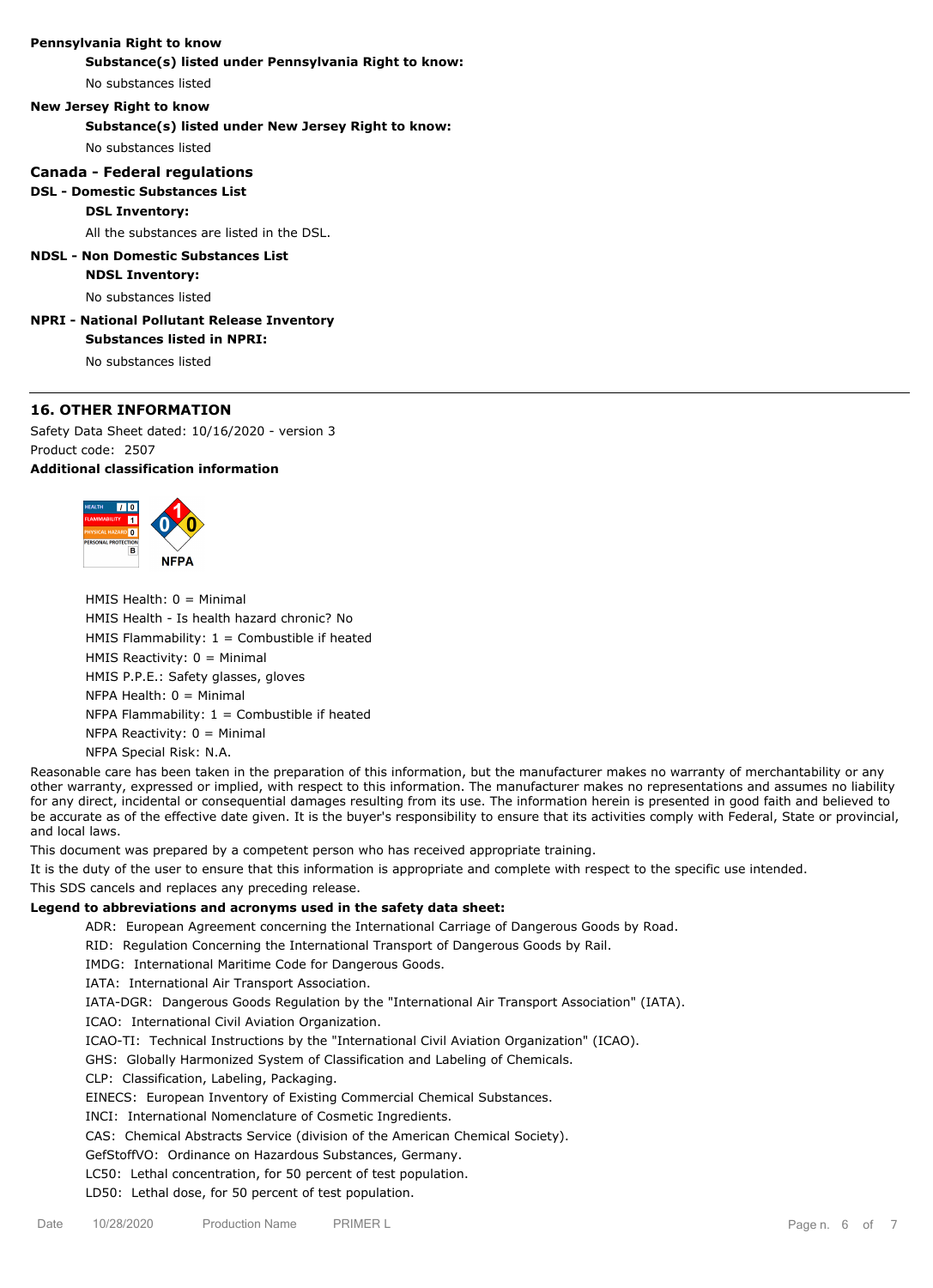**Pennsylvania Right to know**

**Substance(s) listed under Pennsylvania Right to know:**

No substances listed

**New Jersey Right to know**

**Substance(s) listed under New Jersey Right to know:**

No substances listed

### Canada - Federal regulations

**DSL - Domestic Substances List**

**DSL Inventory:**

All the substances are listed in the DSL.

**NDSL - Non Domestic Substances List**

**NDSL Inventory:**

No substances listed

**NPRI - National Pollutant Release Inventory**

**Substances listed in NPRI:**

No substances listed

## 16. OTHER INFORMATION

Safety Data Sheet dated: 10/16/2020 - version 3
Product code: 2507

**Additional classification information**

HMIS Health: 0 = Minimal
HMIS Health - Is health hazard chronic? No
HMIS Flammability: 1 = Combustible if heated
HMIS Reactivity: 0 = Minimal
HMIS P.P.E.: Safety glasses, gloves
NFPA Health: 0 = Minimal
NFPA Flammability: 1 = Combustible if heated
NFPA Reactivity: 0 = Minimal
NFPA Special Risk: N.A.

Reasonable care has been taken in the preparation of this information, but the manufacturer makes no warranty of merchantability or any other warranty, expressed or implied, with respect to this information. The manufacturer makes no representations and assumes no liability for any direct, incidental or consequential damages resulting from its use. The information herein is presented in good faith and believed to be accurate as of the effective date given. It is the buyer's responsibility to ensure that its activities comply with Federal, State or provincial, and local laws.

This document was prepared by a competent person who has received appropriate training.

It is the duty of the user to ensure that this information is appropriate and complete with respect to the specific use intended.

This SDS cancels and replaces any preceding release.

**Legend to abbreviations and acronyms used in the safety data sheet:**

ADR: European Agreement concerning the International Carriage of Dangerous Goods by Road.
RID: Regulation Concerning the International Transport of Dangerous Goods by Rail.
IMDG: International Maritime Code for Dangerous Goods.
IATA: International Air Transport Association.
IATA-DGR: Dangerous Goods Regulation by the "International Air Transport Association" (IATA).
ICAO: International Civil Aviation Organization.
ICAO-TI: Technical Instructions by the "International Civil Aviation Organization" (ICAO).
GHS: Globally Harmonized System of Classification and Labeling of Chemicals.
CLP: Classification, Labeling, Packaging.
EINECS: European Inventory of Existing Commercial Chemical Substances.
INCI: International Nomenclature of Cosmetic Ingredients.
CAS: Chemical Abstracts Service (division of the American Chemical Society).
GefStoffVO: Ordinance on Hazardous Substances, Germany.
LC50: Lethal concentration, for 50 percent of test population.
LD50: Lethal dose, for 50 percent of test population.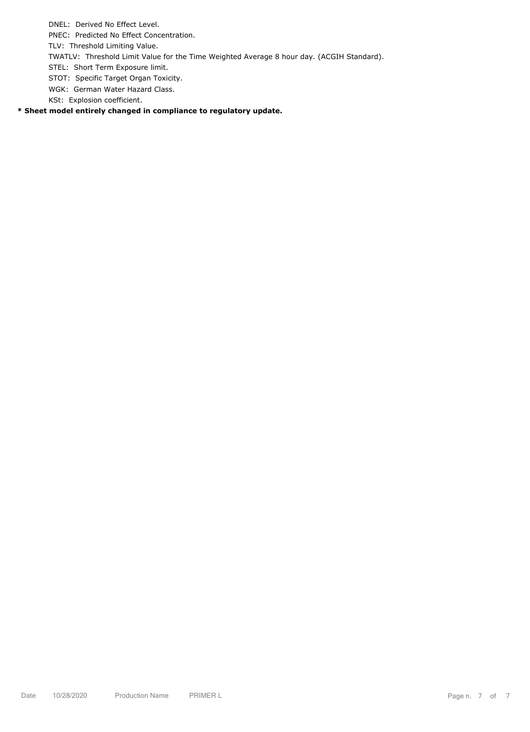DNEL: Derived No Effect Level.

PNEC: Predicted No Effect Concentration.

TLV: Threshold Limiting Value.

TWATLV: Threshold Limit Value for the Time Weighted Average 8 hour day. (ACGIH Standard).

STEL: Short Term Exposure limit.

STOT: Specific Target Organ Toxicity.

WGK: German Water Hazard Class.

KSt: Explosion coefficient.

**\* Sheet model entirely changed in compliance to regulatory update.**